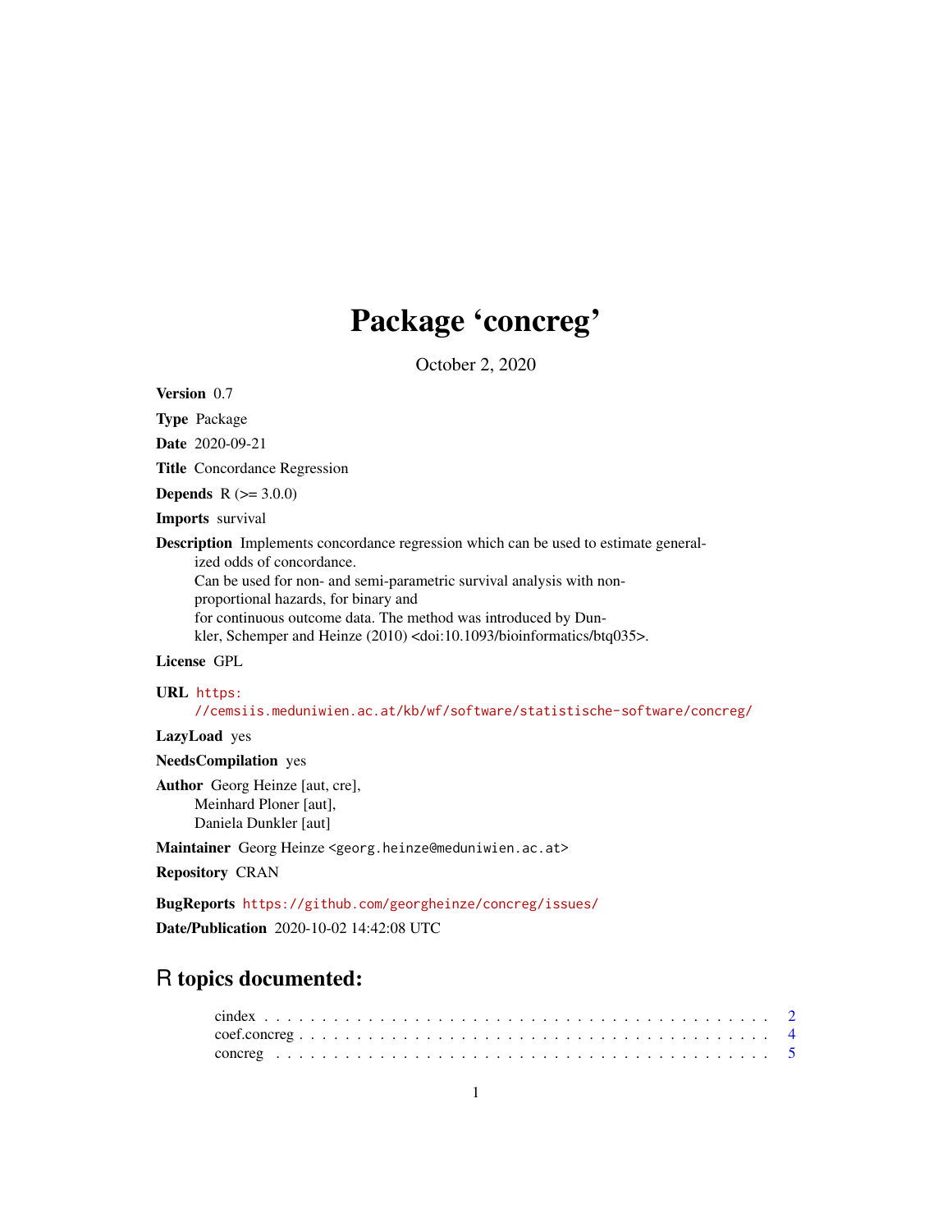# Package 'concreg'

October 2, 2020

**Version** 0.7

**Type** Package

**Date** 2020-09-21

**Title** Concordance Regression

**Depends** R (>= 3.0.0)

**Imports** survival

**Description** Implements concordance regression which can be used to estimate generalized odds of concordance.
Can be used for non- and semi-parametric survival analysis with non-proportional hazards, for binary and
for continuous outcome data. The method was introduced by Dunkler, Schemper and Heinze (2010) <doi:10.1093/bioinformatics/btq035>.

**License** GPL

**URL** https://cemsiis.meduniwien.ac.at/kb/wf/software/statistische-software/concreg/

**LazyLoad** yes

**NeedsCompilation** yes

**Author** Georg Heinze [aut, cre],
Meinhard Ploner [aut],
Daniela Dunkler [aut]

**Maintainer** Georg Heinze <georg.heinze@meduniwien.ac.at>

**Repository** CRAN

**BugReports** https://github.com/georgheinze/concreg/issues/

**Date/Publication** 2020-10-02 14:42:08 UTC

## R topics documented:

cindex . . . . . . . . . . . . . . . . . . . . . . . . . . . . . . . . . . . . . . . . . . 2
coef.concreg . . . . . . . . . . . . . . . . . . . . . . . . . . . . . . . . . . . . . . . 4
concreg . . . . . . . . . . . . . . . . . . . . . . . . . . . . . . . . . . . . . . . . . 5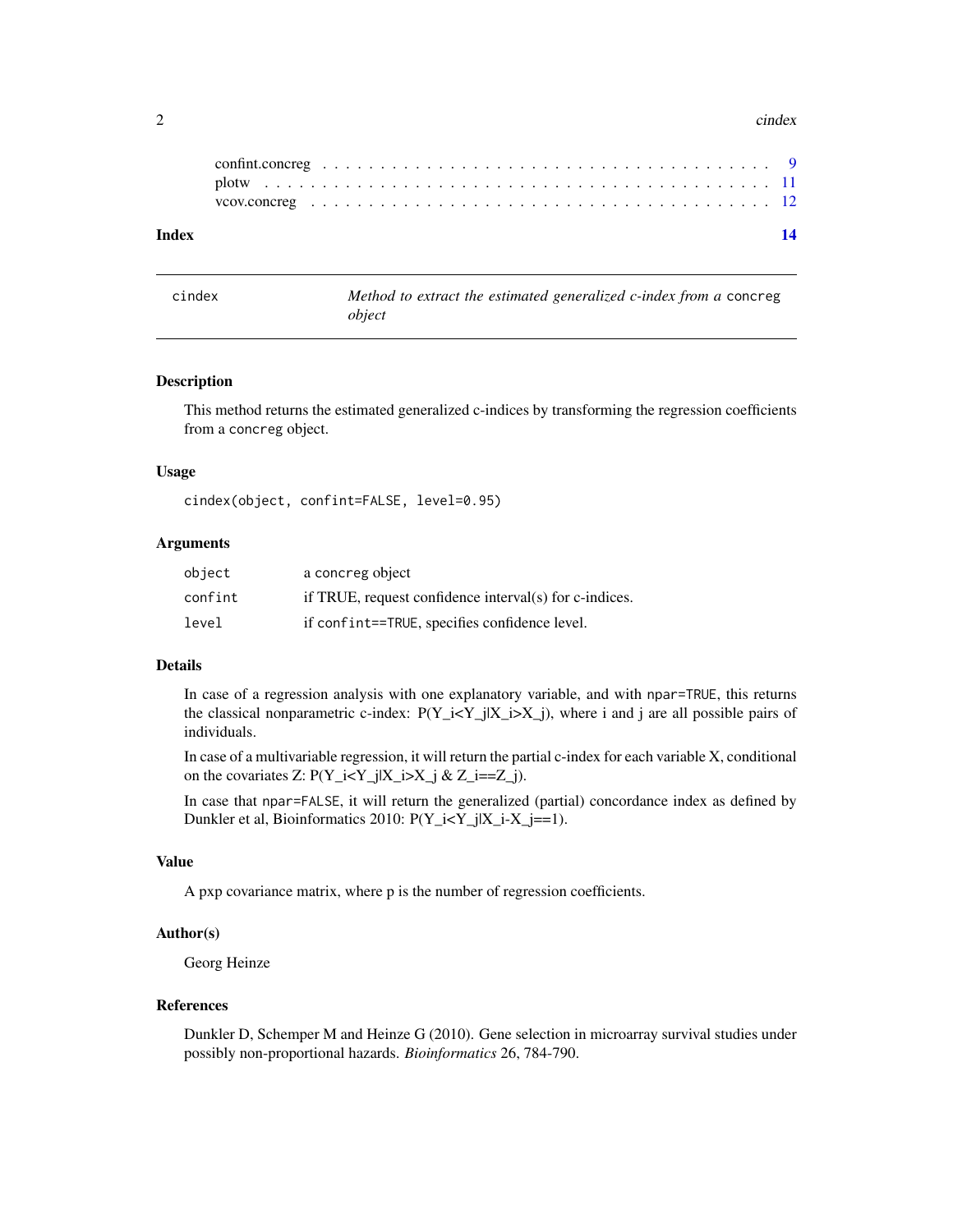confint.concreg . . . . . . . . . . . . . . . . . . . . . . . . . . . . . . . . . . . . . . 9
plotw . . . . . . . . . . . . . . . . . . . . . . . . . . . . . . . . . . . . . . . . . . . 11
vcov.concreg . . . . . . . . . . . . . . . . . . . . . . . . . . . . . . . . . . . . . . . 12

**Index** **14**

---

## cindex — *Method to extract the estimated generalized c-index from a* `concreg` *object*

---

### Description

This method returns the estimated generalized c-indices by transforming the regression coefficients from a `concreg` object.

### Usage

```
cindex(object, confint=FALSE, level=0.95)
```

### Arguments

| | |
|---|---|
| `object` | a concreg object |
| `confint` | if TRUE, request confidence interval(s) for c-indices. |
| `level` | if `confint==TRUE`, specifies confidence level. |

### Details

In case of a regression analysis with one explanatory variable, and with `npar=TRUE`, this returns the classical nonparametric c-index: P(Y_i<Y_j|X_i>X_j), where i and j are all possible pairs of individuals.

In case of a multivariable regression, it will return the partial c-index for each variable X, conditional on the covariates Z: P(Y_i<Y_j|X_i>X_j & Z_i==Z_j).

In case that `npar=FALSE`, it will return the generalized (partial) concordance index as defined by Dunkler et al, Bioinformatics 2010: P(Y_i<Y_j|X_i-X_j==1).

### Value

A pxp covariance matrix, where p is the number of regression coefficients.

### Author(s)

Georg Heinze

### References

Dunkler D, Schemper M and Heinze G (2010). Gene selection in microarray survival studies under possibly non-proportional hazards. *Bioinformatics* 26, 784-790.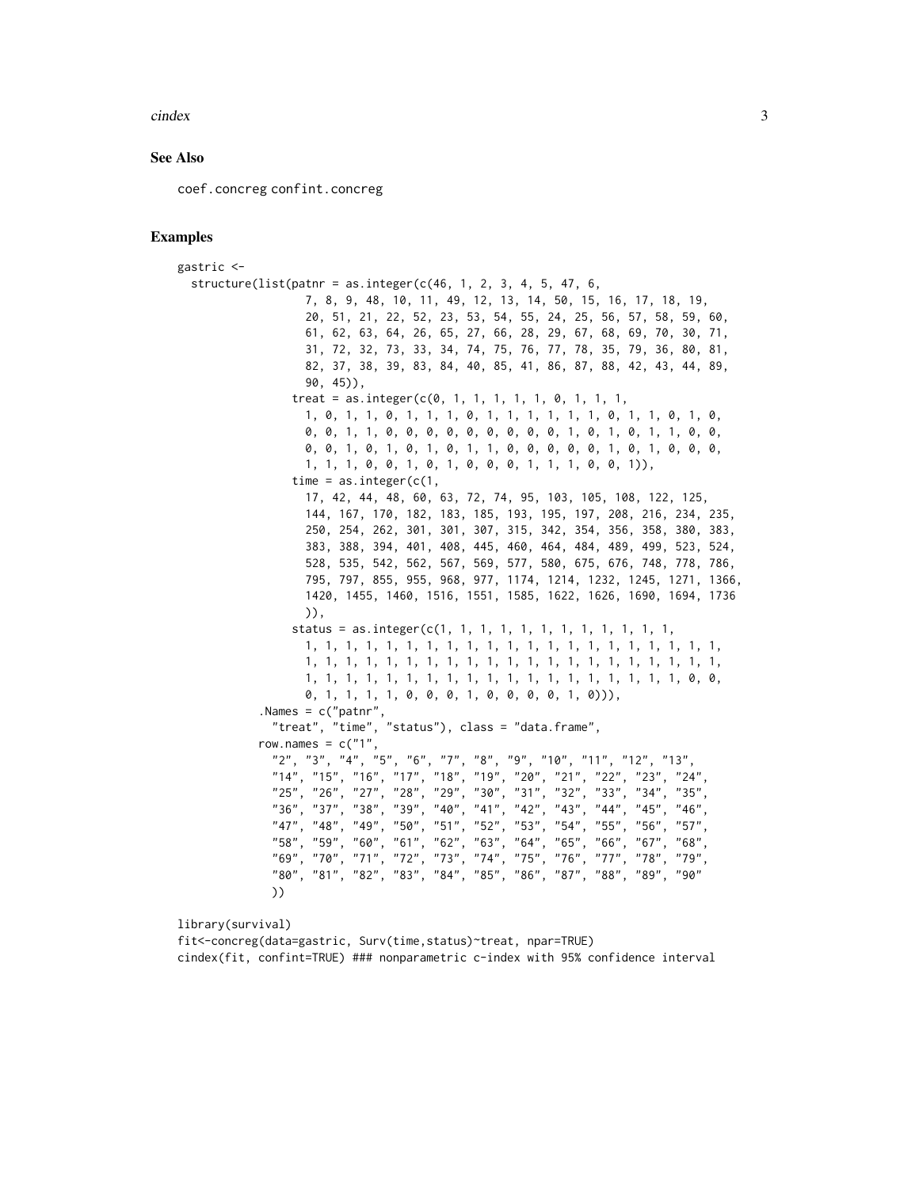### See Also

coef.concreg confint.concreg

### Examples

```
gastric <-
  structure(list(patnr = as.integer(c(46, 1, 2, 3, 4, 5, 47, 6,
                   7, 8, 9, 48, 10, 11, 49, 12, 13, 14, 50, 15, 16, 17, 18, 19,
                   20, 51, 21, 22, 52, 23, 53, 54, 55, 24, 25, 56, 57, 58, 59, 60,
                   61, 62, 63, 64, 26, 65, 27, 66, 28, 29, 67, 68, 69, 70, 30, 71,
                   31, 72, 32, 73, 33, 34, 74, 75, 76, 77, 78, 35, 79, 36, 80, 81,
                   82, 37, 38, 39, 83, 84, 40, 85, 41, 86, 87, 88, 42, 43, 44, 89,
                   90, 45)),
                 treat = as.integer(c(0, 1, 1, 1, 1, 1, 0, 1, 1, 1,
                   1, 0, 1, 1, 0, 1, 1, 1, 0, 1, 1, 1, 1, 1, 1, 0, 1, 1, 0, 1, 0,
                   0, 0, 1, 1, 0, 0, 0, 0, 0, 0, 0, 0, 0, 1, 0, 1, 0, 1, 1, 0, 0,
                   0, 0, 1, 0, 1, 0, 1, 0, 1, 1, 0, 0, 0, 0, 0, 1, 0, 1, 0, 0, 0,
                   1, 1, 1, 0, 0, 1, 0, 1, 0, 0, 0, 1, 1, 1, 0, 0, 1)),
                 time = as.integer(c(1,
                   17, 42, 44, 48, 60, 63, 72, 74, 95, 103, 105, 108, 122, 125,
                   144, 167, 170, 182, 183, 185, 193, 195, 197, 208, 216, 234, 235,
                   250, 254, 262, 301, 301, 307, 315, 342, 354, 356, 358, 380, 383,
                   383, 388, 394, 401, 408, 445, 460, 464, 484, 489, 499, 523, 524,
                   528, 535, 542, 562, 567, 569, 577, 580, 675, 676, 748, 778, 786,
                   795, 797, 855, 955, 968, 977, 1174, 1214, 1232, 1245, 1271, 1366,
                   1420, 1455, 1460, 1516, 1551, 1585, 1622, 1626, 1690, 1694, 1736
                   )),
                 status = as.integer(c(1, 1, 1, 1, 1, 1, 1, 1, 1, 1, 1, 1,
                   1, 1, 1, 1, 1, 1, 1, 1, 1, 1, 1, 1, 1, 1, 1, 1, 1, 1, 1, 1, 1,
                   1, 1, 1, 1, 1, 1, 1, 1, 1, 1, 1, 1, 1, 1, 1, 1, 1, 1, 1, 1, 1,
                   1, 1, 1, 1, 1, 1, 1, 1, 1, 1, 1, 1, 1, 1, 1, 1, 1, 1, 1, 0, 0,
                   0, 1, 1, 1, 1, 0, 0, 0, 1, 0, 0, 0, 0, 1, 0))),
            .Names = c("patnr",
              "treat", "time", "status"), class = "data.frame",
            row.names = c("1",
              "2", "3", "4", "5", "6", "7", "8", "9", "10", "11", "12", "13",
              "14", "15", "16", "17", "18", "19", "20", "21", "22", "23", "24",
              "25", "26", "27", "28", "29", "30", "31", "32", "33", "34", "35",
              "36", "37", "38", "39", "40", "41", "42", "43", "44", "45", "46",
              "47", "48", "49", "50", "51", "52", "53", "54", "55", "56", "57",
              "58", "59", "60", "61", "62", "63", "64", "65", "66", "67", "68",
              "69", "70", "71", "72", "73", "74", "75", "76", "77", "78", "79",
              "80", "81", "82", "83", "84", "85", "86", "87", "88", "89", "90"
              ))

library(survival)
fit<-concreg(data=gastric, Surv(time,status)~treat, npar=TRUE)
cindex(fit, confint=TRUE) ### nonparametric c-index with 95% confidence interval
```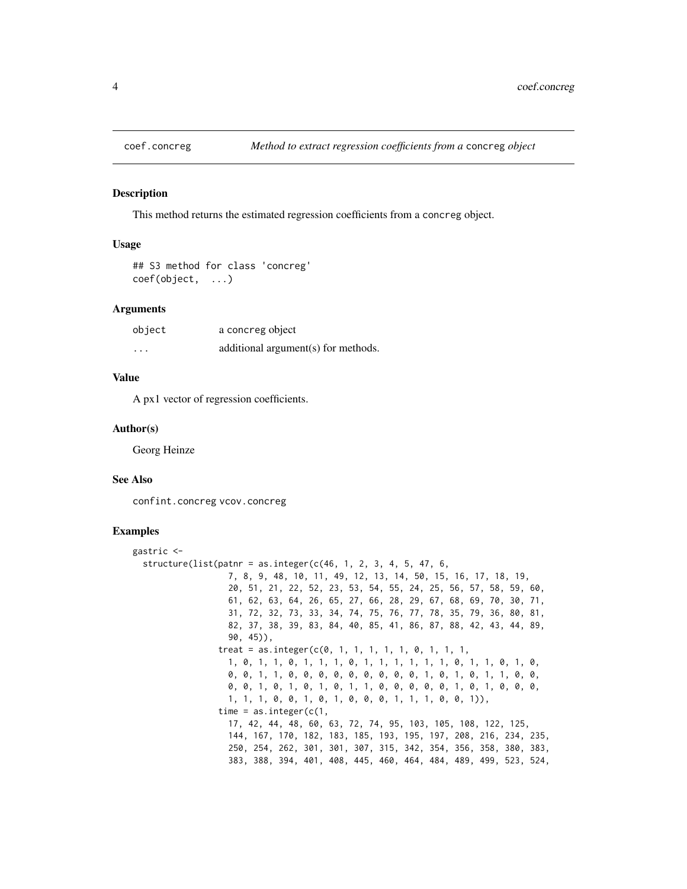## coef.concreg — *Method to extract regression coefficients from a* concreg *object*

### Description

This method returns the estimated regression coefficients from a concreg object.

### Usage

```
## S3 method for class 'concreg'
coef(object,  ...)
```

### Arguments

| | |
|---|---|
| object | a concreg object |
| ... | additional argument(s) for methods. |

### Value

A px1 vector of regression coefficients.

### Author(s)

Georg Heinze

### See Also

confint.concreg vcov.concreg

### Examples

```
gastric <-
  structure(list(patnr = as.integer(c(46, 1, 2, 3, 4, 5, 47, 6,
                  7, 8, 9, 48, 10, 11, 49, 12, 13, 14, 50, 15, 16, 17, 18, 19,
                  20, 51, 21, 22, 52, 23, 53, 54, 55, 24, 25, 56, 57, 58, 59, 60,
                  61, 62, 63, 64, 26, 65, 27, 66, 28, 29, 67, 68, 69, 70, 30, 71,
                  31, 72, 32, 73, 33, 34, 74, 75, 76, 77, 78, 35, 79, 36, 80, 81,
                  82, 37, 38, 39, 83, 84, 40, 85, 41, 86, 87, 88, 42, 43, 44, 89,
                  90, 45)),
                 treat = as.integer(c(0, 1, 1, 1, 1, 1, 0, 1, 1, 1,
                  1, 0, 1, 1, 0, 1, 1, 1, 0, 1, 1, 1, 1, 1, 1, 0, 1, 1, 0, 1, 0,
                  0, 0, 1, 1, 0, 0, 0, 0, 0, 0, 0, 0, 0, 1, 0, 1, 0, 1, 1, 0, 0,
                  0, 0, 1, 0, 1, 0, 1, 0, 1, 1, 0, 0, 0, 0, 0, 1, 0, 1, 0, 0, 0,
                  1, 1, 1, 0, 0, 1, 0, 1, 0, 0, 0, 1, 1, 1, 0, 0, 1)),
                 time = as.integer(c(1,
                  17, 42, 44, 48, 60, 63, 72, 74, 95, 103, 105, 108, 122, 125,
                  144, 167, 170, 182, 183, 185, 193, 195, 197, 208, 216, 234, 235,
                  250, 254, 262, 301, 301, 307, 315, 342, 354, 356, 358, 380, 383,
                  383, 388, 394, 401, 408, 445, 460, 464, 484, 489, 499, 523, 524,
```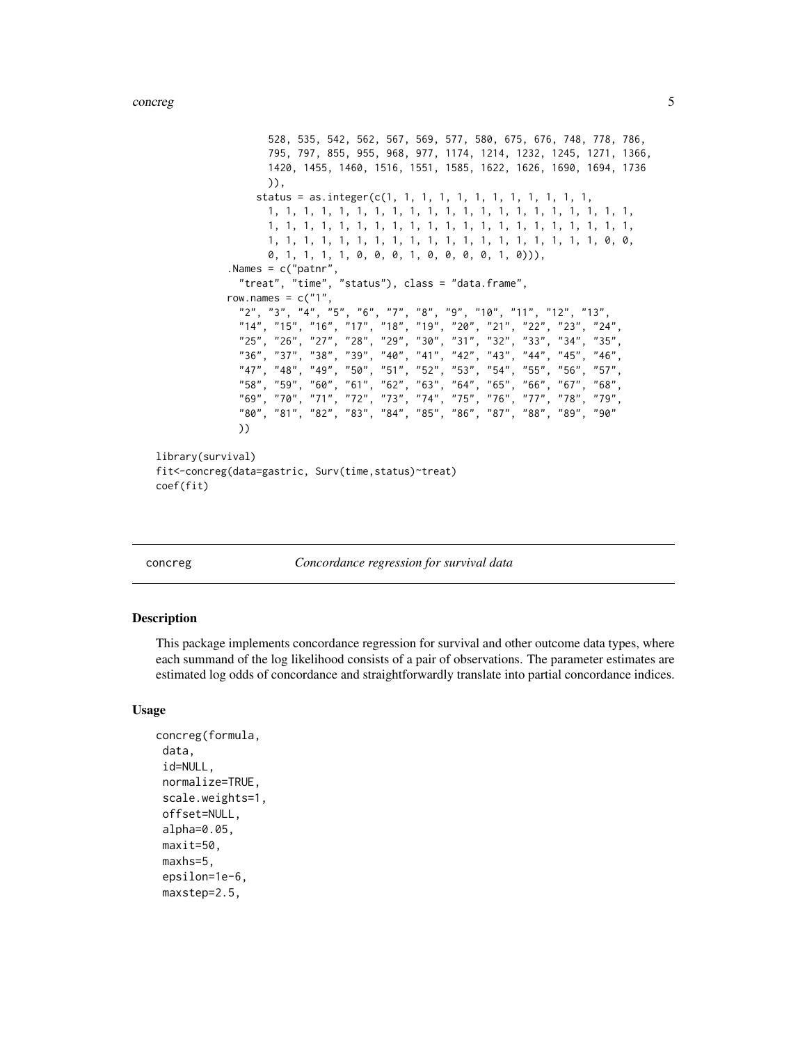```
                528, 535, 542, 562, 567, 569, 577, 580, 675, 676, 748, 778, 786,
                795, 797, 855, 955, 968, 977, 1174, 1214, 1232, 1245, 1271, 1366,
                1420, 1455, 1460, 1516, 1551, 1585, 1622, 1626, 1690, 1694, 1736
                )),
              status = as.integer(c(1, 1, 1, 1, 1, 1, 1, 1, 1, 1, 1, 1,
                1, 1, 1, 1, 1, 1, 1, 1, 1, 1, 1, 1, 1, 1, 1, 1, 1, 1, 1, 1,
                1, 1, 1, 1, 1, 1, 1, 1, 1, 1, 1, 1, 1, 1, 1, 1, 1, 1, 1, 1,
                1, 1, 1, 1, 1, 1, 1, 1, 1, 1, 1, 1, 1, 1, 1, 1, 1, 1, 0, 0,
                0, 1, 1, 1, 1, 0, 0, 0, 1, 0, 0, 0, 0, 1, 0))),
        .Names = c("patnr",
          "treat", "time", "status"), class = "data.frame",
        row.names = c("1",
          "2", "3", "4", "5", "6", "7", "8", "9", "10", "11", "12", "13",
          "14", "15", "16", "17", "18", "19", "20", "21", "22", "23", "24",
          "25", "26", "27", "28", "29", "30", "31", "32", "33", "34", "35",
          "36", "37", "38", "39", "40", "41", "42", "43", "44", "45", "46",
          "47", "48", "49", "50", "51", "52", "53", "54", "55", "56", "57",
          "58", "59", "60", "61", "62", "63", "64", "65", "66", "67", "68",
          "69", "70", "71", "72", "73", "74", "75", "76", "77", "78", "79",
          "80", "81", "82", "83", "84", "85", "86", "87", "88", "89", "90"
          ))

library(survival)
fit<-concreg(data=gastric, Surv(time,status)~treat)
coef(fit)
```

---

concreg — *Concordance regression for survival data*

---

### Description

This package implements concordance regression for survival and other outcome data types, where each summand of the log likelihood consists of a pair of observations. The parameter estimates are estimated log odds of concordance and straightforwardly translate into partial concordance indices.

### Usage

```
concreg(formula,
 data,
 id=NULL,
 normalize=TRUE,
 scale.weights=1,
 offset=NULL,
 alpha=0.05,
 maxit=50,
 maxhs=5,
 epsilon=1e-6,
 maxstep=2.5,
```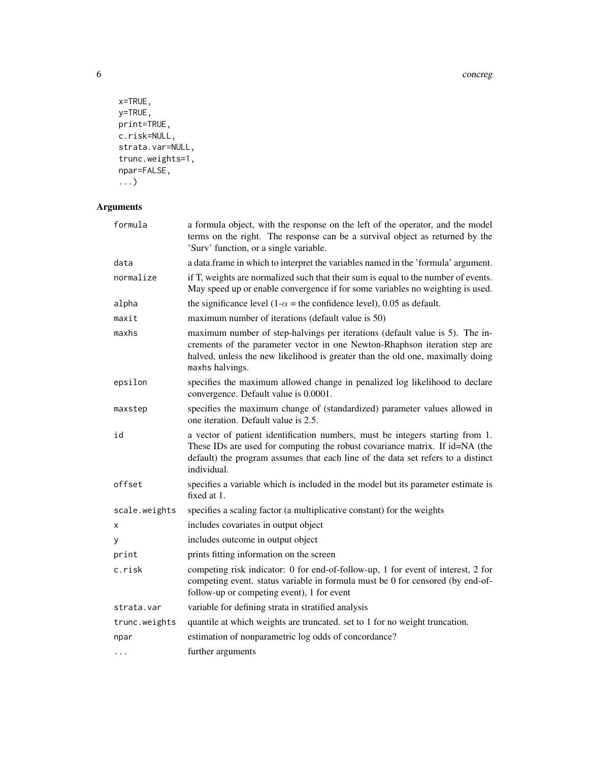```
x=TRUE,
y=TRUE,
print=TRUE,
c.risk=NULL,
strata.var=NULL,
trunc.weights=1,
npar=FALSE,
...)
```

## Arguments

| | |
|---|---|
| formula | a formula object, with the response on the left of the operator, and the model terms on the right. The response can be a survival object as returned by the 'Surv' function, or a single variable. |
| data | a data.frame in which to interpret the variables named in the 'formula' argument. |
| normalize | if T, weights are normalized such that their sum is equal to the number of events. May speed up or enable convergence if for some variables no weighting is used. |
| alpha | the significance level (1-$\alpha$ = the confidence level), 0.05 as default. |
| maxit | maximum number of iterations (default value is 50) |
| maxhs | maximum number of step-halvings per iterations (default value is 5). The increments of the parameter vector in one Newton-Rhaphson iteration step are halved, unless the new likelihood is greater than the old one, maximally doing `maxhs` halvings. |
| epsilon | specifies the maximum allowed change in penalized log likelihood to declare convergence. Default value is 0.0001. |
| maxstep | specifies the maximum change of (standardized) parameter values allowed in one iteration. Default value is 2.5. |
| id | a vector of patient identification numbers, must be integers starting from 1. These IDs are used for computing the robust covariance matrix. If id=NA (the default) the program assumes that each line of the data set refers to a distinct individual. |
| offset | specifies a variable which is included in the model but its parameter estimate is fixed at 1. |
| scale.weights | specifies a scaling factor (a multiplicative constant) for the weights |
| x | includes covariates in output object |
| y | includes outcome in output object |
| print | prints fitting information on the screen |
| c.risk | competing risk indicator: 0 for end-of-follow-up, 1 for event of interest, 2 for competing event. status variable in formula must be 0 for censored (by end-of-follow-up or competing event), 1 for event |
| strata.var | variable for defining strata in stratified analysis |
| trunc.weights | quantile at which weights are truncated. set to 1 for no weight truncation. |
| npar | estimation of nonparametric log odds of concordance? |
| ... | further arguments |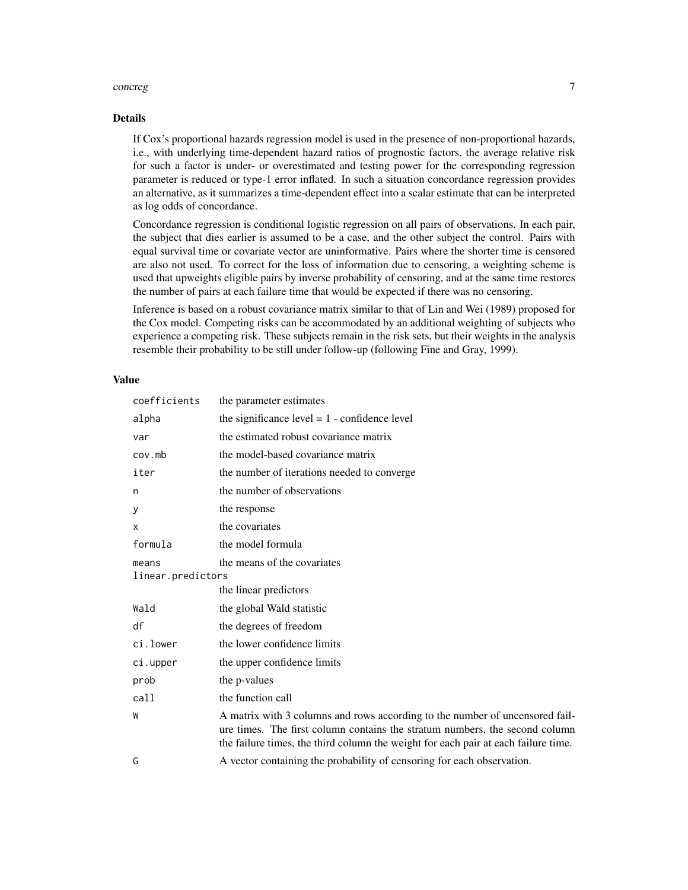## Details

If Cox's proportional hazards regression model is used in the presence of non-proportional hazards, i.e., with underlying time-dependent hazard ratios of prognostic factors, the average relative risk for such a factor is under- or overestimated and testing power for the corresponding regression parameter is reduced or type-1 error inflated. In such a situation concordance regression provides an alternative, as it summarizes a time-dependent effect into a scalar estimate that can be interpreted as log odds of concordance.

Concordance regression is conditional logistic regression on all pairs of observations. In each pair, the subject that dies earlier is assumed to be a case, and the other subject the control. Pairs with equal survival time or covariate vector are uninformative. Pairs where the shorter time is censored are also not used. To correct for the loss of information due to censoring, a weighting scheme is used that upweights eligible pairs by inverse probability of censoring, and at the same time restores the number of pairs at each failure time that would be expected if there was no censoring.

Inference is based on a robust covariance matrix similar to that of Lin and Wei (1989) proposed for the Cox model. Competing risks can be accommodated by an additional weighting of subjects who experience a competing risk. These subjects remain in the risk sets, but their weights in the analysis resemble their probability to be still under follow-up (following Fine and Gray, 1999).

## Value

| | |
|---|---|
| `coefficients` | the parameter estimates |
| `alpha` | the significance level = 1 - confidence level |
| `var` | the estimated robust covariance matrix |
| `cov.mb` | the model-based covariance matrix |
| `iter` | the number of iterations needed to converge |
| `n` | the number of observations |
| `y` | the response |
| `x` | the covariates |
| `formula` | the model formula |
| `means` | the means of the covariates |
| `linear.predictors` | the linear predictors |
| `Wald` | the global Wald statistic |
| `df` | the degrees of freedom |
| `ci.lower` | the lower confidence limits |
| `ci.upper` | the upper confidence limits |
| `prob` | the p-values |
| `call` | the function call |
| `W` | A matrix with 3 columns and rows according to the number of uncensored failure times. The first column contains the stratum numbers, the second column the failure times, the third column the weight for each pair at each failure time. |
| `G` | A vector containing the probability of censoring for each observation. |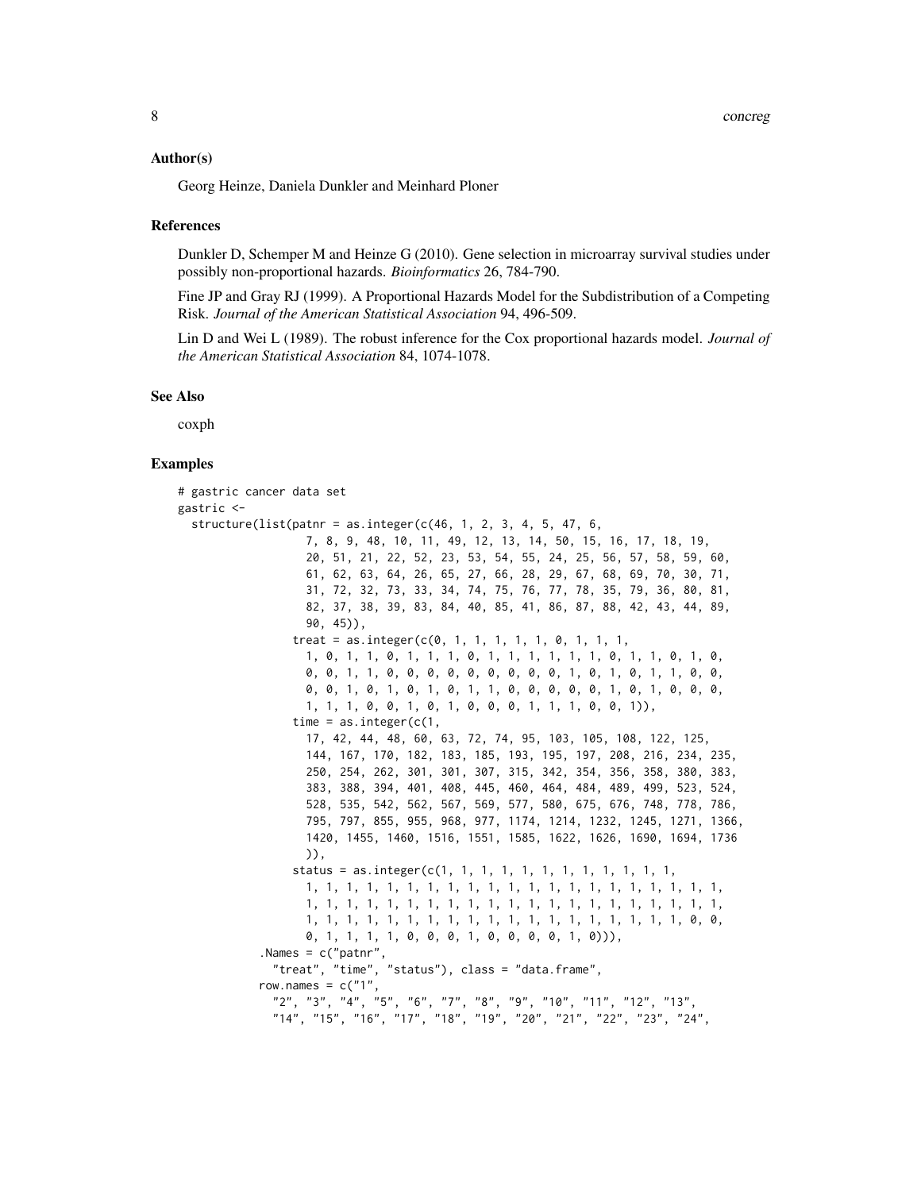## Author(s)

Georg Heinze, Daniela Dunkler and Meinhard Ploner

## References

Dunkler D, Schemper M and Heinze G (2010). Gene selection in microarray survival studies under possibly non-proportional hazards. *Bioinformatics* 26, 784-790.

Fine JP and Gray RJ (1999). A Proportional Hazards Model for the Subdistribution of a Competing Risk. *Journal of the American Statistical Association* 94, 496-509.

Lin D and Wei L (1989). The robust inference for the Cox proportional hazards model. *Journal of the American Statistical Association* 84, 1074-1078.

## See Also

coxph

## Examples

```
# gastric cancer data set
gastric <-
  structure(list(patnr = as.integer(c(46, 1, 2, 3, 4, 5, 47, 6,
                  7, 8, 9, 48, 10, 11, 49, 12, 13, 14, 50, 15, 16, 17, 18, 19,
                  20, 51, 21, 22, 52, 23, 53, 54, 55, 24, 25, 56, 57, 58, 59, 60,
                  61, 62, 63, 64, 26, 65, 27, 66, 28, 29, 67, 68, 69, 70, 30, 71,
                  31, 72, 32, 73, 33, 34, 74, 75, 76, 77, 78, 35, 79, 36, 80, 81,
                  82, 37, 38, 39, 83, 84, 40, 85, 41, 86, 87, 88, 42, 43, 44, 89,
                  90, 45)),
                treat = as.integer(c(0, 1, 1, 1, 1, 1, 0, 1, 1, 1,
                  1, 0, 1, 1, 0, 1, 1, 1, 0, 1, 1, 1, 1, 1, 1, 0, 1, 1, 0, 1, 0,
                  0, 0, 1, 1, 0, 0, 0, 0, 0, 0, 0, 0, 0, 1, 0, 1, 0, 1, 1, 0, 0,
                  0, 0, 1, 0, 1, 0, 1, 0, 1, 1, 0, 0, 0, 0, 0, 1, 0, 1, 0, 0, 0,
                  1, 1, 1, 0, 0, 1, 0, 1, 0, 0, 0, 1, 1, 1, 0, 0, 1)),
                time = as.integer(c(1,
                  17, 42, 44, 48, 60, 63, 72, 74, 95, 103, 105, 108, 122, 125,
                  144, 167, 170, 182, 183, 185, 193, 195, 197, 208, 216, 234, 235,
                  250, 254, 262, 301, 301, 307, 315, 342, 354, 356, 358, 380, 383,
                  383, 388, 394, 401, 408, 445, 460, 464, 484, 489, 499, 523, 524,
                  528, 535, 542, 562, 567, 569, 577, 580, 675, 676, 748, 778, 786,
                  795, 797, 855, 955, 968, 977, 1174, 1214, 1232, 1245, 1271, 1366,
                  1420, 1455, 1460, 1516, 1551, 1585, 1622, 1626, 1690, 1694, 1736
                  )),
                status = as.integer(c(1, 1, 1, 1, 1, 1, 1, 1, 1, 1, 1, 1,
                  1, 1, 1, 1, 1, 1, 1, 1, 1, 1, 1, 1, 1, 1, 1, 1, 1, 1, 1, 1, 1,
                  1, 1, 1, 1, 1, 1, 1, 1, 1, 1, 1, 1, 1, 1, 1, 1, 1, 1, 1, 1, 1,
                  1, 1, 1, 1, 1, 1, 1, 1, 1, 1, 1, 1, 1, 1, 1, 1, 1, 1, 1, 0, 0,
                  0, 1, 1, 1, 1, 0, 0, 0, 1, 0, 0, 0, 0, 1, 0))),
            .Names = c("patnr",
              "treat", "time", "status"), class = "data.frame",
            row.names = c("1",
              "2", "3", "4", "5", "6", "7", "8", "9", "10", "11", "12", "13",
              "14", "15", "16", "17", "18", "19", "20", "21", "22", "23", "24",
```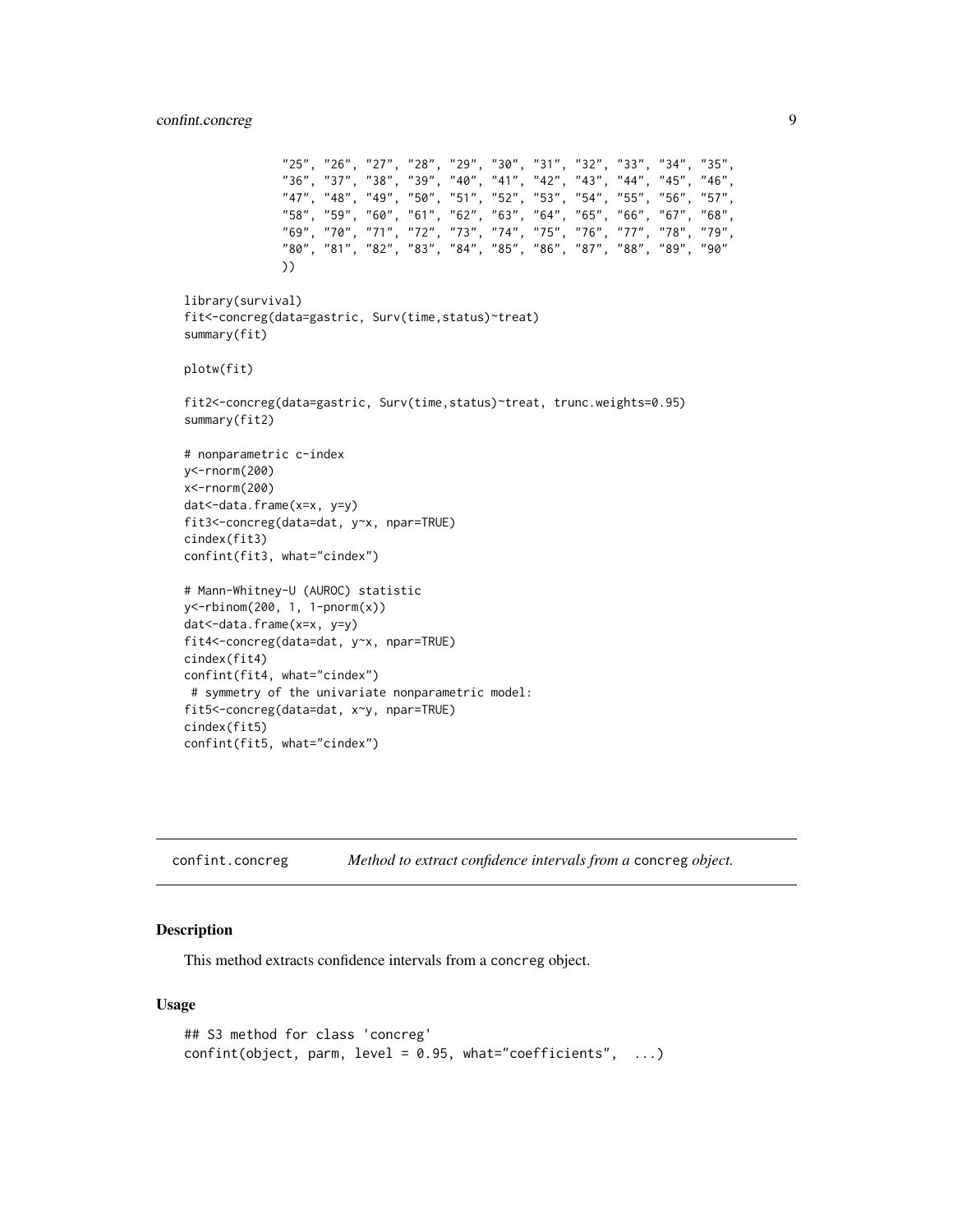```
              "25", "26", "27", "28", "29", "30", "31", "32", "33", "34", "35",
              "36", "37", "38", "39", "40", "41", "42", "43", "44", "45", "46",
              "47", "48", "49", "50", "51", "52", "53", "54", "55", "56", "57",
              "58", "59", "60", "61", "62", "63", "64", "65", "66", "67", "68",
              "69", "70", "71", "72", "73", "74", "75", "76", "77", "78", "79",
              "80", "81", "82", "83", "84", "85", "86", "87", "88", "89", "90"
              ))

library(survival)
fit<-concreg(data=gastric, Surv(time,status)~treat)
summary(fit)

plotw(fit)

fit2<-concreg(data=gastric, Surv(time,status)~treat, trunc.weights=0.95)
summary(fit2)

# nonparametric c-index
y<-rnorm(200)
x<-rnorm(200)
dat<-data.frame(x=x, y=y)
fit3<-concreg(data=dat, y~x, npar=TRUE)
cindex(fit3)
confint(fit3, what="cindex")

# Mann-Whitney-U (AUROC) statistic
y<-rbinom(200, 1, 1-pnorm(x))
dat<-data.frame(x=x, y=y)
fit4<-concreg(data=dat, y~x, npar=TRUE)
cindex(fit4)
confint(fit4, what="cindex")
 # symmetry of the univariate nonparametric model:
fit5<-concreg(data=dat, x~y, npar=TRUE)
cindex(fit5)
confint(fit5, what="cindex")
```

## confint.concreg — *Method to extract confidence intervals from a* `concreg` *object.*

### Description

This method extracts confidence intervals from a `concreg` object.

### Usage

```
## S3 method for class 'concreg'
confint(object, parm, level = 0.95, what="coefficients",  ...)
```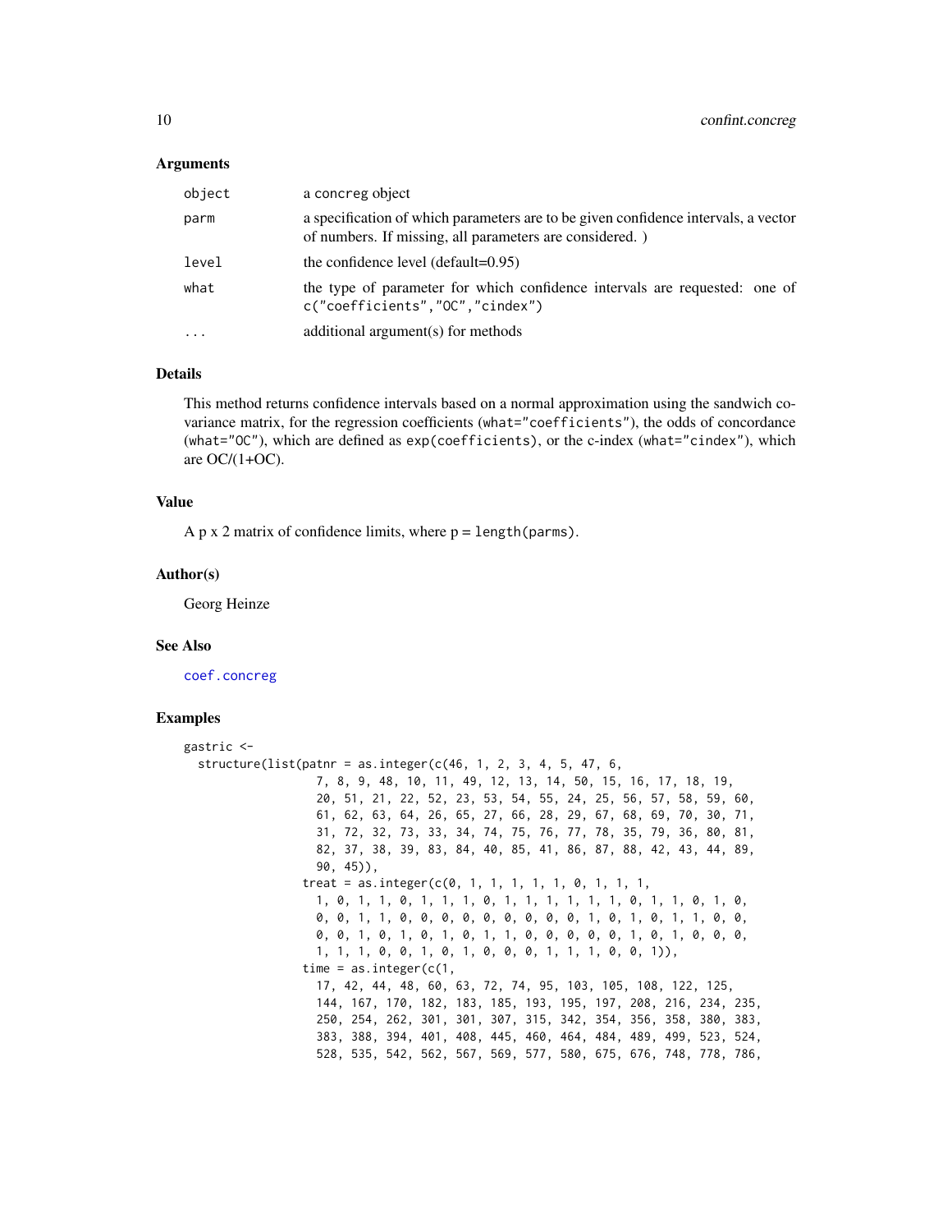### Arguments

| | |
|---|---|
| `object` | a concreg object |
| `parm` | a specification of which parameters are to be given confidence intervals, a vector of numbers. If missing, all parameters are considered. ) |
| `level` | the confidence level (default=0.95) |
| `what` | the type of parameter for which confidence intervals are requested: one of `c("coefficients","OC","cindex")` |
| `...` | additional argument(s) for methods |

### Details

This method returns confidence intervals based on a normal approximation using the sandwich covariance matrix, for the regression coefficients (`what="coefficients"`), the odds of concordance (`what="OC"`), which are defined as `exp(coefficients)`, or the c-index (`what="cindex"`), which are OC/(1+OC).

### Value

A p x 2 matrix of confidence limits, where p = `length(parms)`.

### Author(s)

Georg Heinze

### See Also

`coef.concreg`

### Examples

```
gastric <-
  structure(list(patnr = as.integer(c(46, 1, 2, 3, 4, 5, 47, 6,
                   7, 8, 9, 48, 10, 11, 49, 12, 13, 14, 50, 15, 16, 17, 18, 19,
                   20, 51, 21, 22, 52, 23, 53, 54, 55, 24, 25, 56, 57, 58, 59, 60,
                   61, 62, 63, 64, 26, 65, 27, 66, 28, 29, 67, 68, 69, 70, 30, 71,
                   31, 72, 32, 73, 33, 34, 74, 75, 76, 77, 78, 35, 79, 36, 80, 81,
                   82, 37, 38, 39, 83, 84, 40, 85, 41, 86, 87, 88, 42, 43, 44, 89,
                   90, 45)),
                 treat = as.integer(c(0, 1, 1, 1, 1, 1, 0, 1, 1, 1,
                   1, 0, 1, 1, 0, 1, 1, 1, 0, 1, 1, 1, 1, 1, 1, 0, 1, 1, 0, 1, 0,
                   0, 0, 1, 1, 0, 0, 0, 0, 0, 0, 0, 0, 0, 1, 0, 1, 0, 1, 1, 0, 0,
                   0, 0, 1, 0, 1, 0, 1, 0, 1, 1, 0, 0, 0, 0, 0, 1, 0, 1, 0, 0, 0,
                   1, 1, 1, 0, 0, 1, 0, 1, 0, 0, 0, 1, 1, 1, 0, 0, 1)),
                 time = as.integer(c(1,
                   17, 42, 44, 48, 60, 63, 72, 74, 95, 103, 105, 108, 122, 125,
                   144, 167, 170, 182, 183, 185, 193, 195, 197, 208, 216, 234, 235,
                   250, 254, 262, 301, 301, 307, 315, 342, 354, 356, 358, 380, 383,
                   383, 388, 394, 401, 408, 445, 460, 464, 484, 489, 499, 523, 524,
                   528, 535, 542, 562, 567, 569, 577, 580, 675, 676, 748, 778, 786,
```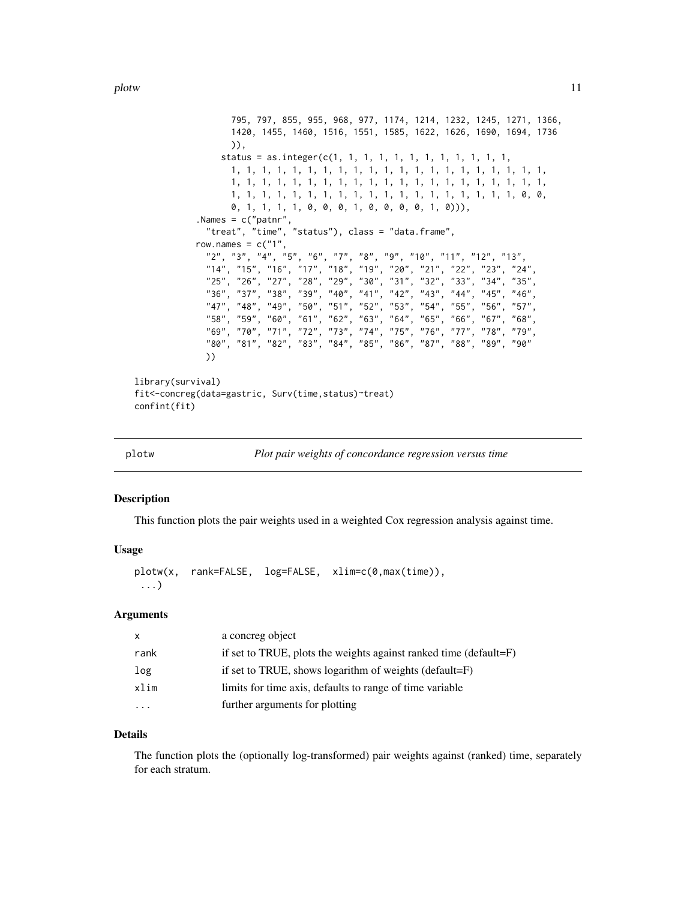```
        795, 797, 855, 955, 968, 977, 1174, 1214, 1232, 1245, 1271, 1366,
        1420, 1455, 1460, 1516, 1551, 1585, 1622, 1626, 1690, 1694, 1736
        )),
      status = as.integer(c(1, 1, 1, 1, 1, 1, 1, 1, 1, 1, 1, 1,
        1, 1, 1, 1, 1, 1, 1, 1, 1, 1, 1, 1, 1, 1, 1, 1, 1, 1, 1, 1, 1, 1,
        1, 1, 1, 1, 1, 1, 1, 1, 1, 1, 1, 1, 1, 1, 1, 1, 1, 1, 1, 1, 1, 1,
        1, 1, 1, 1, 1, 1, 1, 1, 1, 1, 1, 1, 1, 1, 1, 1, 1, 1, 1, 1, 0, 0,
        0, 1, 1, 1, 1, 0, 0, 0, 1, 0, 0, 0, 0, 1, 0))),
  .Names = c("patnr",
    "treat", "time", "status"), class = "data.frame",
  row.names = c("1",
    "2", "3", "4", "5", "6", "7", "8", "9", "10", "11", "12", "13",
    "14", "15", "16", "17", "18", "19", "20", "21", "22", "23", "24",
    "25", "26", "27", "28", "29", "30", "31", "32", "33", "34", "35",
    "36", "37", "38", "39", "40", "41", "42", "43", "44", "45", "46",
    "47", "48", "49", "50", "51", "52", "53", "54", "55", "56", "57",
    "58", "59", "60", "61", "62", "63", "64", "65", "66", "67", "68",
    "69", "70", "71", "72", "73", "74", "75", "76", "77", "78", "79",
    "80", "81", "82", "83", "84", "85", "86", "87", "88", "89", "90"
    ))

library(survival)
fit<-concreg(data=gastric, Surv(time,status)~treat)
confint(fit)
```

## plotw — *Plot pair weights of concordance regression versus time*

### Description

This function plots the pair weights used in a weighted Cox regression analysis against time.

### Usage

```
plotw(x,  rank=FALSE,  log=FALSE,  xlim=c(0,max(time)),
 ...)
```

### Arguments

| | |
|---|---|
| x | a concreg object |
| rank | if set to TRUE, plots the weights against ranked time (default=F) |
| log | if set to TRUE, shows logarithm of weights (default=F) |
| xlim | limits for time axis, defaults to range of time variable |
| ... | further arguments for plotting |

### Details

The function plots the (optionally log-transformed) pair weights against (ranked) time, separately for each stratum.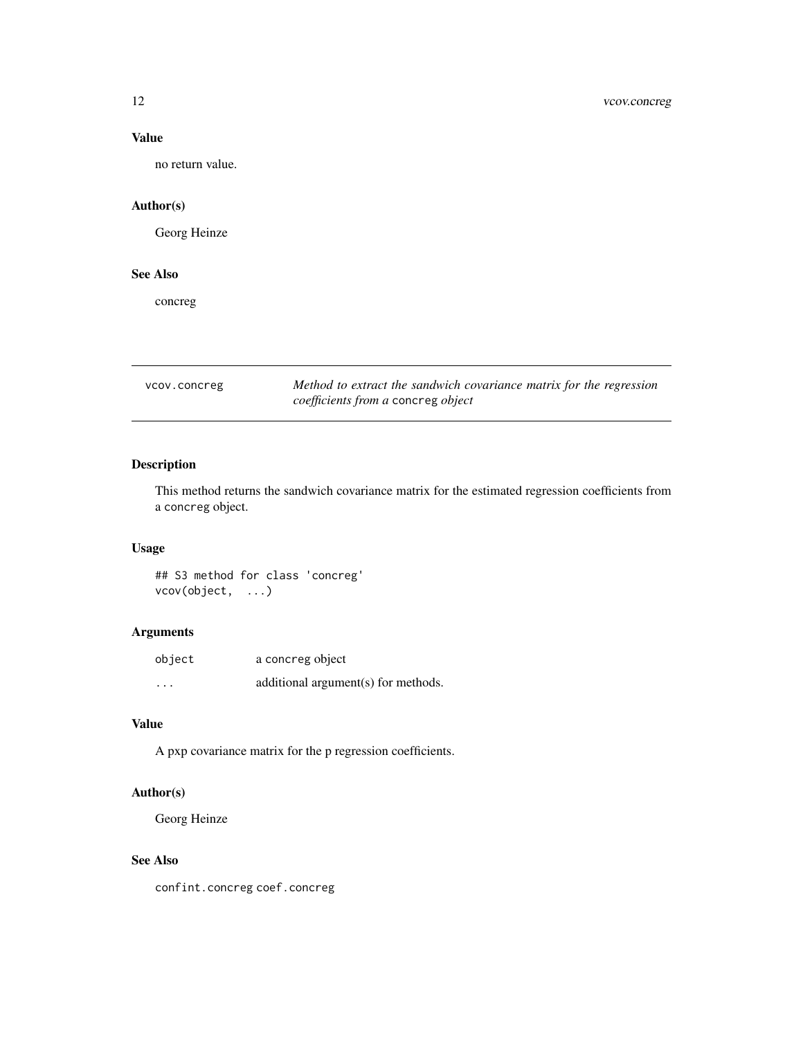### Value

no return value.

### Author(s)

Georg Heinze

### See Also

concreg

---

## vcov.concreg — *Method to extract the sandwich covariance matrix for the regression coefficients from a* `concreg` *object*

---

### Description

This method returns the sandwich covariance matrix for the estimated regression coefficients from a `concreg` object.

### Usage

```
## S3 method for class 'concreg'
vcov(object,  ...)
```

### Arguments

| | |
|---|---|
| `object` | a `concreg` object |
| `...` | additional argument(s) for methods. |

### Value

A pxp covariance matrix for the p regression coefficients.

### Author(s)

Georg Heinze

### See Also

`confint.concreg` `coef.concreg`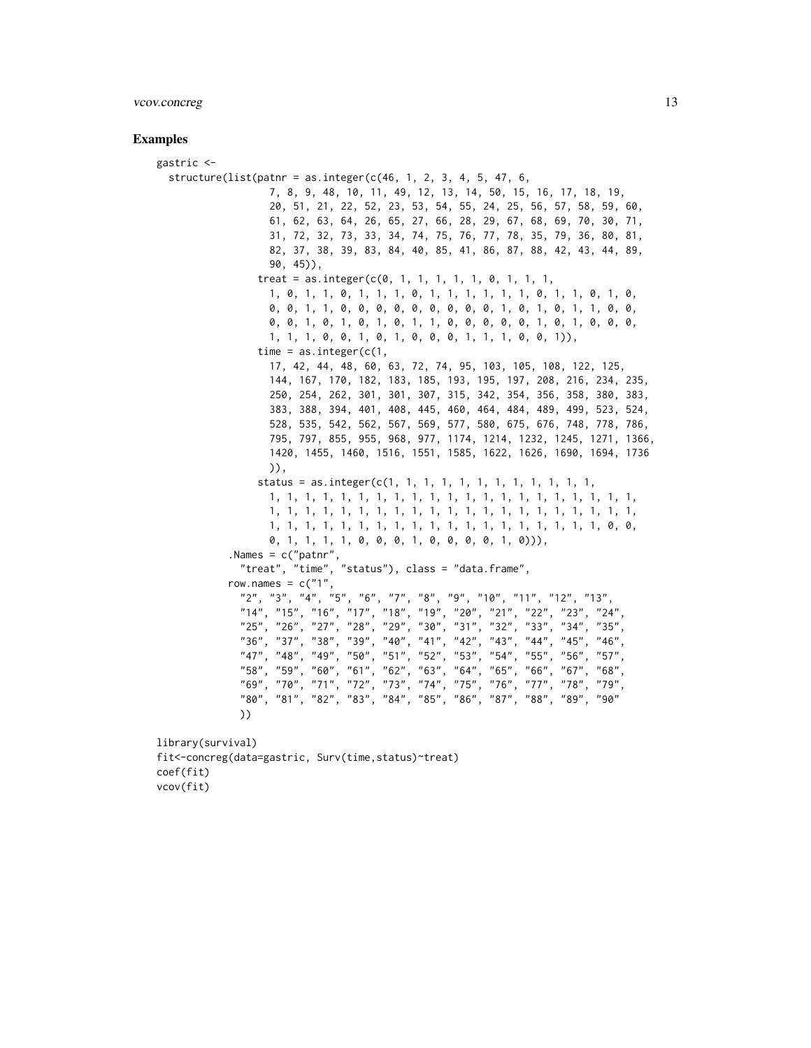## Examples

```
gastric <-
  structure(list(patnr = as.integer(c(46, 1, 2, 3, 4, 5, 47, 6,
                  7, 8, 9, 48, 10, 11, 49, 12, 13, 14, 50, 15, 16, 17, 18, 19,
                  20, 51, 21, 22, 52, 23, 53, 54, 55, 24, 25, 56, 57, 58, 59, 60,
                  61, 62, 63, 64, 26, 65, 27, 66, 28, 29, 67, 68, 69, 70, 30, 71,
                  31, 72, 32, 73, 33, 34, 74, 75, 76, 77, 78, 35, 79, 36, 80, 81,
                  82, 37, 38, 39, 83, 84, 40, 85, 41, 86, 87, 88, 42, 43, 44, 89,
                  90, 45)),
                treat = as.integer(c(0, 1, 1, 1, 1, 1, 0, 1, 1, 1,
                  1, 0, 1, 1, 0, 1, 1, 1, 0, 1, 1, 1, 1, 1, 1, 0, 1, 1, 0, 1, 0,
                  0, 0, 1, 1, 0, 0, 0, 0, 0, 0, 0, 0, 0, 1, 0, 1, 0, 1, 1, 0, 0,
                  0, 0, 1, 0, 1, 0, 1, 0, 1, 1, 0, 0, 0, 0, 0, 1, 0, 1, 0, 0, 0,
                  1, 1, 1, 0, 0, 1, 0, 1, 0, 0, 0, 1, 1, 1, 0, 0, 1)),
                time = as.integer(c(1,
                  17, 42, 44, 48, 60, 63, 72, 74, 95, 103, 105, 108, 122, 125,
                  144, 167, 170, 182, 183, 185, 193, 195, 197, 208, 216, 234, 235,
                  250, 254, 262, 301, 301, 307, 315, 342, 354, 356, 358, 380, 383,
                  383, 388, 394, 401, 408, 445, 460, 464, 484, 489, 499, 523, 524,
                  528, 535, 542, 562, 567, 569, 577, 580, 675, 676, 748, 778, 786,
                  795, 797, 855, 955, 968, 977, 1174, 1214, 1232, 1245, 1271, 1366,
                  1420, 1455, 1460, 1516, 1551, 1585, 1622, 1626, 1690, 1694, 1736
                  )),
                status = as.integer(c(1, 1, 1, 1, 1, 1, 1, 1, 1, 1, 1, 1,
                  1, 1, 1, 1, 1, 1, 1, 1, 1, 1, 1, 1, 1, 1, 1, 1, 1, 1, 1, 1, 1,
                  1, 1, 1, 1, 1, 1, 1, 1, 1, 1, 1, 1, 1, 1, 1, 1, 1, 1, 1, 1, 1,
                  1, 1, 1, 1, 1, 1, 1, 1, 1, 1, 1, 1, 1, 1, 1, 1, 1, 1, 1, 0, 0,
                  0, 1, 1, 1, 1, 0, 0, 0, 1, 0, 0, 0, 0, 1, 0))),
            .Names = c("patnr",
              "treat", "time", "status"), class = "data.frame",
            row.names = c("1",
              "2", "3", "4", "5", "6", "7", "8", "9", "10", "11", "12", "13",
              "14", "15", "16", "17", "18", "19", "20", "21", "22", "23", "24",
              "25", "26", "27", "28", "29", "30", "31", "32", "33", "34", "35",
              "36", "37", "38", "39", "40", "41", "42", "43", "44", "45", "46",
              "47", "48", "49", "50", "51", "52", "53", "54", "55", "56", "57",
              "58", "59", "60", "61", "62", "63", "64", "65", "66", "67", "68",
              "69", "70", "71", "72", "73", "74", "75", "76", "77", "78", "79",
              "80", "81", "82", "83", "84", "85", "86", "87", "88", "89", "90"
              ))

library(survival)
fit<-concreg(data=gastric, Surv(time,status)~treat)
coef(fit)
vcov(fit)
```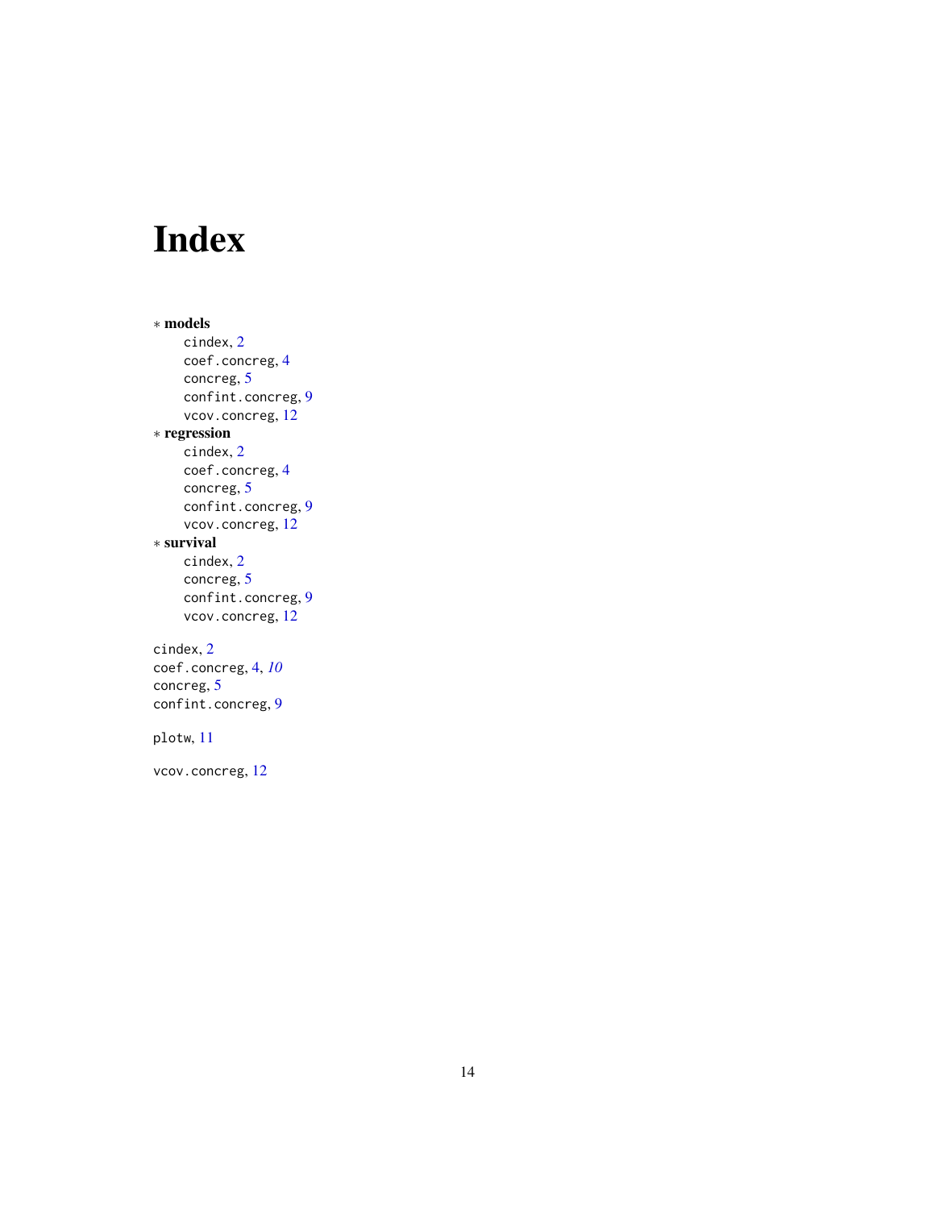# Index

∗ **models**

- cindex, 2
- coef.concreg, 4
- concreg, 5
- confint.concreg, 9
- vcov.concreg, 12

∗ **regression**

- cindex, 2
- coef.concreg, 4
- concreg, 5
- confint.concreg, 9
- vcov.concreg, 12

∗ **survival**

- cindex, 2
- concreg, 5
- confint.concreg, 9
- vcov.concreg, 12

cindex, 2
coef.concreg, 4, *10*
concreg, 5
confint.concreg, 9

plotw, 11

vcov.concreg, 12